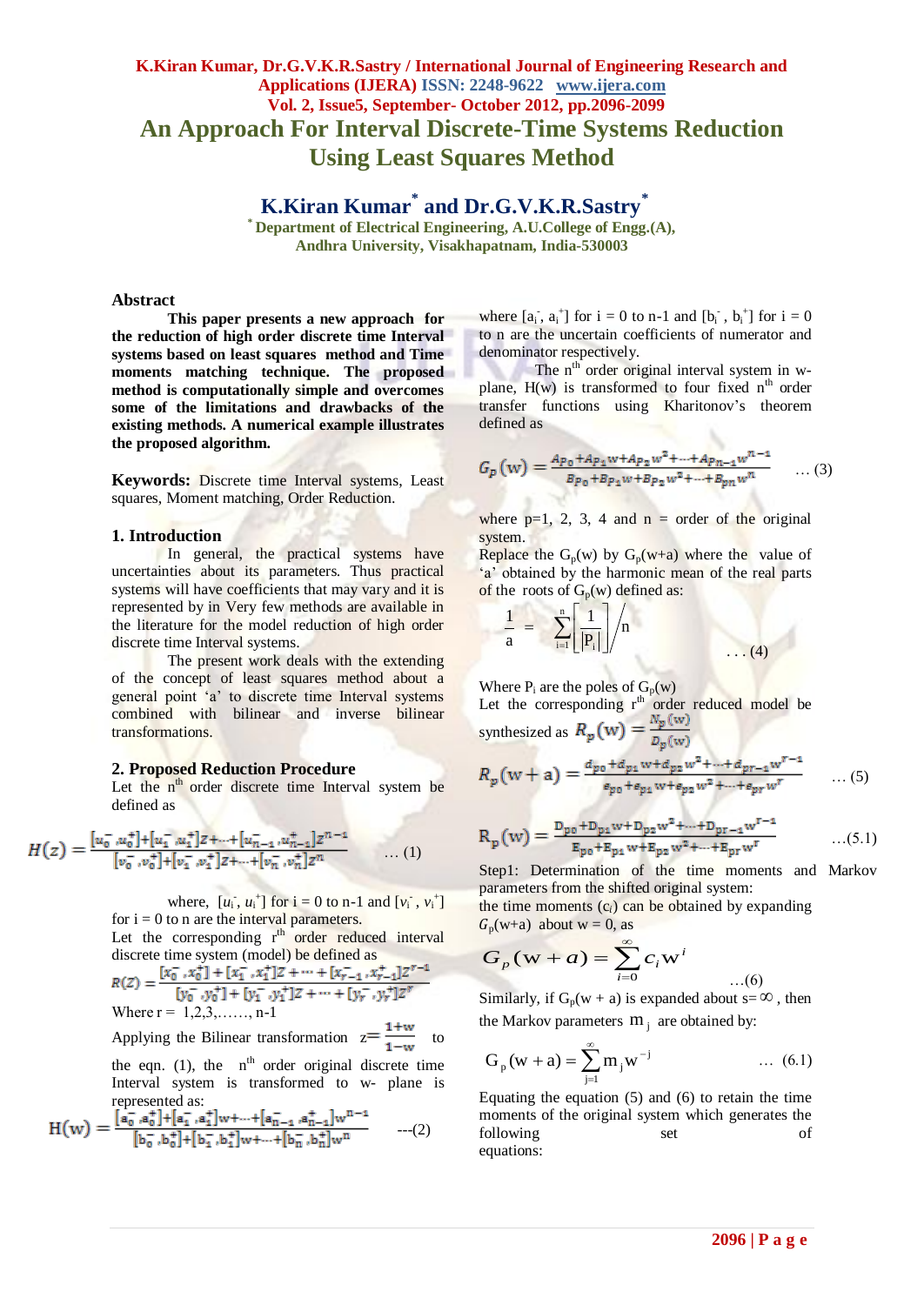# An Approach For Interval Discrete-Time Systems Reduction Using Least Squares Method

**K.Kiran Kumar[*] and Dr.G.V.K.R.Sastry[*]**

[*] Department of Electrical Engineering, A.U.College of Engg.(A), Andhra University, Visakhapatnam, India-530003

## Abstract

**This paper presents a new approach for the reduction of high order discrete time Interval systems based on least squares method and Time moments matching technique. The proposed method is computationally simple and overcomes some of the limitations and drawbacks of the existing methods. A numerical example illustrates the proposed algorithm.**

**Keywords:** Discrete time Interval systems, Least squares, Moment matching, Order Reduction.

## 1. Introduction

In general, the practical systems have uncertainties about its parameters. Thus practical systems will have coefficients that may vary and it is represented by in Very few methods are available in the literature for the model reduction of high order discrete time Interval systems.

The present work deals with the extending of the concept of least squares method about a general point 'a' to discrete time Interval systems combined with bilinear and inverse bilinear transformations.

## 2. Proposed Reduction Procedure

Let the $n^{th}$ order discrete time Interval system be defined as

$$H(z) = \frac{[u_0^-, u_0^+] + [u_1^-, u_1^+]z + \cdots + [u_{n-1}^-, u_{n-1}^+]z^{n-1}}{[v_0^-, v_0^+] + [v_1^-, v_1^+]z + \cdots + [v_n^-, v_n^+]z^n} \quad \ldots (1)$$

where, $[u_i^-, u_i^+]$ for i = 0 to n-1 and $[v_i^-, v_i^+]$ for i = 0 to n are the interval parameters.

Let the corresponding $r^{th}$ order reduced interval discrete time system (model) be defined as

$$R(Z) = \frac{[x_0^-, x_0^+] + [x_1^-, x_1^+]Z + \cdots + [x_{r-1}^-, x_{r-1}^+]Z^{r-1}}{[y_0^-, y_0^+] + [y_1^-, y_1^+]Z + \cdots + [y_r^-, y_r^+]Z^r}$$

Where r = 1,2,3,……, n-1

Applying the Bilinear transformation $z = \frac{1+w}{1-w}$ to the eqn. (1), the $n^{th}$ order original discrete time Interval system is transformed to w- plane is represented as:

$$H(w) = \frac{[a_0^-, a_0^+] + [a_1^-, a_1^+]w + \cdots + [a_{n-1}^-, a_{n-1}^+]w^{n-1}}{[b_0^-, b_0^+] + [b_1^-, b_1^+]w + \cdots + [b_n^-, b_n^+]w^n} \quad ---(2)$$

where $[a_i^-, a_i^+]$ for i = 0 to n-1 and $[b_i^-, b_i^+]$ for i = 0 to n are the uncertain coefficients of numerator and denominator respectively.

The $n^{th}$ order original interval system in w-plane, H(w) is transformed to four fixed $n^{th}$ order transfer functions using Kharitonov's theorem defined as

$$G_p(w) = \frac{A_{P_0} + A_{P_1}w + A_{P_2}w^2 + \cdots + A_{P_{n-1}}w^{n-1}}{B_{P_0} + B_{P_1}w + B_{P_2}w^2 + \cdots + B_{P_n}w^n} \quad \ldots (3)$$

where p=1, 2, 3, 4 and n = order of the original system.

Replace the $G_p(w)$ by $G_p(w+a)$ where the value of 'a' obtained by the harmonic mean of the real parts of the roots of $G_p(w)$ defined as:

$$\frac{1}{a} = \sum_{i=1}^{n}\left[\frac{1}{|P_i|}\right] \Big/ n \quad \ldots (4)$$

Where $P_i$ are the poles of $G_p(w)$

Let the corresponding $r^{th}$ order reduced model be synthesized as $R_p(w) = \frac{N_p(w)}{D_p(w)}$

$$R_p(w+a) = \frac{d_{p0} + d_{p1}w + d_{p2}w^2 + \cdots + d_{pr-1}w^{r-1}}{e_{p0} + e_{p1}w + e_{p2}w^2 + \cdots + e_{pr}w^r} \quad \ldots (5)$$

$$R_p(w) = \frac{D_{p0} + D_{p1}w + D_{p2}w^2 + \cdots + D_{pr-1}w^{r-1}}{E_{p0} + E_{p1}w + E_{p2}w^2 + \cdots + E_{pr}w^r} \quad \ldots (5.1)$$

Step1: Determination of the time moments and Markov parameters from the shifted original system:

the time moments ($c_i$) can be obtained by expanding $G_p(w+a)$ about w = 0, as

$$G_p(w+a) = \sum_{i=0}^{\infty} c_i w^i \quad \ldots (6)$$

Similarly, if $G_p(w + a)$ is expanded about s= ∞ , then the Markov parameters $m_j$ are obtained by:

$$G_p(w+a) = \sum_{j=1}^{\infty} m_j w^{-j} \quad \ldots (6.1)$$

Equating the equation (5) and (6) to retain the time moments of the original system which generates the following set of equations: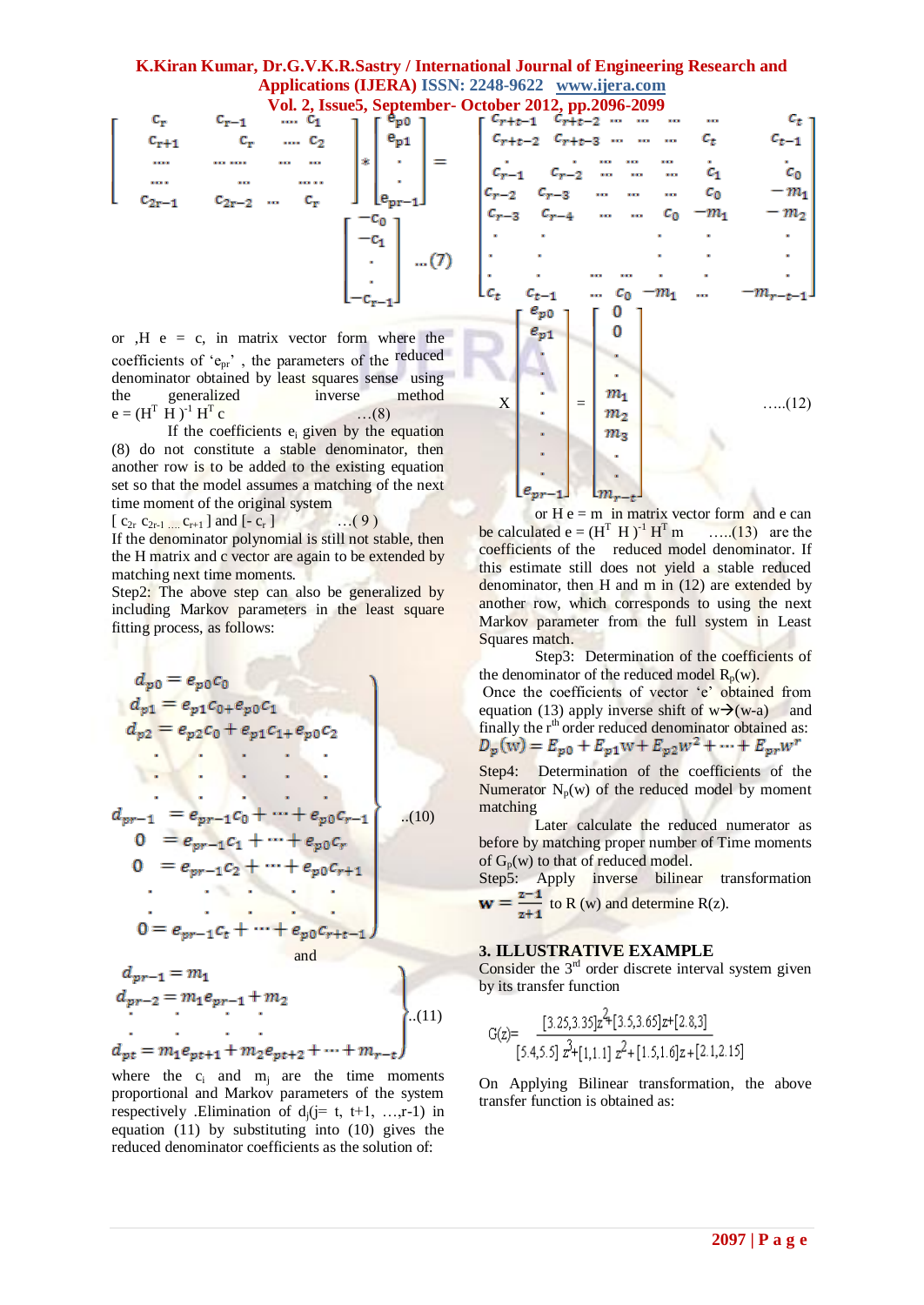$$
\begin{bmatrix} c_r & c_{r-1} & \cdots & c_1 \\ c_{r+1} & c_r & \cdots & c_2 \\ \cdots & \cdots & \cdots & \cdots \\ \cdots & \cdots & \cdots & \cdots \\ c_{2r-1} & c_{2r-2} & \cdots & c_r \end{bmatrix} * \begin{bmatrix} e_{p0} \\ e_{p1} \\ \cdot \\ \cdot \\ e_{pr-1} \end{bmatrix} = \begin{bmatrix} -c_0 \\ -c_1 \\ \cdot \\ \cdot \\ -c_{r-1} \end{bmatrix} \quad \ldots(7)
$$

or ,H e = c, in matrix vector form where the coefficients of '$e_{pr}$' , the parameters of the reduced denominator obtained by least squares sense using the generalized inverse method

$e = (H^T H)^{-1} H^T c$ …(8)

If the coefficients $e_i$ given by the equation (8) do not constitute a stable denominator, then another row is to be added to the existing equation set so that the model assumes a matching of the next time moment of the original system

$[c_{2r}\ c_{2r-1} \ldots c_{r+1}]$ and $[-c_r]$ …( 9 )

If the denominator polynomial is still not stable, then the H matrix and c vector are again to be extended by matching next time moments.

Step2: The above step can also be generalized by including Markov parameters in the least square fitting process, as follows:

$$
\left.
\begin{aligned}
d_{p0} &= e_{p0}c_0 \\
d_{p1} &= e_{p1}c_0 + e_{p0}c_1 \\
d_{p2} &= e_{p2}c_0 + e_{p1}c_1 + e_{p0}c_2 \\
&\vdots \\
d_{pr-1} &= e_{pr-1}c_0 + \cdots + e_{p0}c_{r-1} \\
0 &= e_{pr-1}c_1 + \cdots + e_{p0}c_r \\
0 &= e_{pr-1}c_2 + \cdots + e_{p0}c_{r+1} \\
&\vdots \\
0 &= e_{pr-1}c_t + \cdots + e_{p0}c_{r+t-1}
\end{aligned}
\right\} \quad ..(10)
$$

and

$$
\left.
\begin{aligned}
d_{pr-1} &= m_1 \\
d_{pr-2} &= m_1 e_{pr-1} + m_2 \\
&\vdots \\
d_{pt} &= m_1 e_{pt+1} + m_2 e_{pt+2} + \cdots + m_{r-t}
\end{aligned}
\right\} \quad ..(11)
$$

where the $c_i$ and $m_j$ are the time moments proportional and Markov parameters of the system respectively .Elimination of $d_j$(j= t, t+1, …,r-1) in equation (11) by substituting into (10) gives the reduced denominator coefficients as the solution of:

$$
\begin{bmatrix}
c_{r+t-1} & c_{r+t-2} & \cdots & \cdots & \cdots & \cdots & c_t \\
c_{r+t-2} & c_{r+t-3} & \cdots & \cdots & \cdots & c_t & c_{t-1} \\
\cdot & \cdot & \cdots & \cdots & \cdots & \cdot & \cdot \\
c_{r-1} & c_{r-2} & \cdots & \cdots & \cdots & c_1 & c_0 \\
c_{r-2} & c_{r-3} & \cdots & \cdots & \cdots & c_0 & -m_1 \\
c_{r-3} & c_{r-4} & \cdots & \cdots & c_0 & -m_1 & -m_2 \\
\cdot & \cdot & & & \cdot & \cdot & \cdot \\
\cdot & \cdot & & & \cdot & \cdot & \cdot \\
c_t & c_{t-1} & \cdots & c_0 & -m_1 & \cdots & -m_{r-t-1}
\end{bmatrix}
\times
\begin{bmatrix} e_{p0} \\ e_{p1} \\ \cdot \\ \cdot \\ \cdot \\ \cdot \\ \cdot \\ \cdot \\ e_{pr-1} \end{bmatrix}
=
\begin{bmatrix} 0 \\ 0 \\ \cdot \\ m_1 \\ m_2 \\ m_3 \\ \cdot \\ \cdot \\ m_{r-t} \end{bmatrix} \quad \ldots..(12)
$$

or H e = m in matrix vector form and e can be calculated $e = (H^T H)^{-1} H^T m$ …..(13) are the coefficients of the reduced model denominator. If this estimate still does not yield a stable reduced denominator, then H and m in (12) are extended by another row, which corresponds to using the next Markov parameter from the full system in Least Squares match.

Step3: Determination of the coefficients of the denominator of the reduced model $R_p(w)$.

Once the coefficients of vector 'e' obtained from equation (13) apply inverse shift of w→(w-a) and finally the r[th] order reduced denominator obtained as:

$D_p(w) = E_{p0} + E_{p1}w + E_{p2}w^2 + \cdots + E_{pr}w^r$

Step4: Determination of the coefficients of the Numerator $N_p(w)$ of the reduced model by moment matching

Later calculate the reduced numerator as before by matching proper number of Time moments of $G_p(w)$ to that of reduced model.

Step5: Apply inverse bilinear transformation $\mathbf{w} = \frac{z-1}{z+1}$ to R (w) and determine R(z).

## 3. ILLUSTRATIVE EXAMPLE

Consider the 3[rd] order discrete interval system given by its transfer function

$$
G(z) = \frac{[3.25, 3.35]z^2 + [3.5, 3.65]z + [2.8, 3]}{[5.4, 5.5]\,z^3 + [1,1.1]\,z^2 + [1.5, 1.6]z + [2.1, 2.15]}
$$

On Applying Bilinear transformation, the above transfer function is obtained as: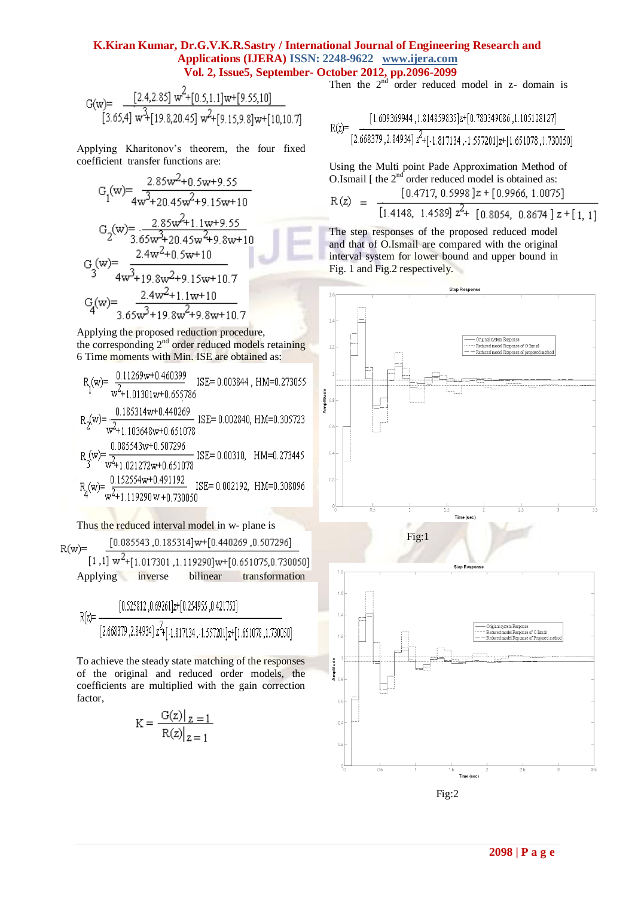$$G(w)=\frac{[2.4,2.85]\,w^2+[0.5,1.1]w+[9.55,10]}{[3.65,4]\,w^3+[19.8,20.45]\,w^2+[9.15,9.8]w+[10,10.7]}$$

Applying Kharitonov's theorem, the four fixed coefficient transfer functions are:

$$G_1(w)=\frac{2.85w^2+0.5w+9.55}{4w^3+20.45w^2+9.15w+10}$$

$$G_2(w)=\frac{2.85w^2+1.1w+9.55}{3.65w^3+20.45w^2+9.8w+10}$$

$$G_3(w)=\frac{2.4w^2+0.5w+10}{4w^3+19.8w^2+9.15w+10.7}$$

$$G_4(w)=\frac{2.4w^2+1.1w+10}{3.65w^3+19.8w^2+9.8w+10.7}$$

Applying the proposed reduction procedure, the corresponding 2[nd] order reduced models retaining 6 Time moments with Min. ISE are obtained as:

$$R_1(w)=\frac{0.11269w+0.460399}{w^2+1.01301w+0.655786}\quad ISE=0.003844\text{ , }HM=0.273055$$

$$R_2(w)=\frac{0.185314w+0.440269}{w^2+1.103648w+0.651078}\quad ISE=0.002840,\ HM=0.305723$$

$$R_3(w)=\frac{0.085543w+0.507296}{w^2+1.021272w+0.651078}\quad ISE=0.00310,\ \ HM=0.273445$$

$$R_4(w)=\frac{0.152554w+0.491192}{w^2+1.119290\,w+0.730050}\quad ISE=0.002192,\ HM=0.308096$$

Thus the reduced interval model in w- plane is

$$R(w)=\frac{[0.085543\ ,0.185314]w+[0.440269\ ,0.507296]}{[1\ ,1]\ w^2+[1.017301\ ,1.119290]w+[0.651075,0.730050]}$$

Applying inverse bilinear transformation

$$R(z)=\frac{[0.525812\ ,0.69261]z+[0.254955\ ,0.421753]}{[2.668379\ ,2.84934]\ z^2+[-1.817134,-1.557201]z+[1.651078\ ,1.730050]}$$

To achieve the steady state matching of the responses of the original and reduced order models, the coefficients are multiplied with the gain correction factor,

$$K=\frac{G(z)|_{z=1}}{R(z)|_{z=1}}$$

Then the 2[nd] order reduced model in z- domain is

$$R(z)=\frac{[1.609369944\ ,1.814859835]z+[0.780349086\ ,1.105128127]}{[2.668379\ ,2.84934]\ z^2+[-1.817134\ ,-1.557201]z+[1.651078\ ,1.730050]}$$

Using the Multi point Pade Approximation Method of O.Ismail [ the 2[nd] order reduced model is obtained as:

$$R(z)\ =\ \frac{[0.4717,\ 0.5998\ ]z+[0.9966,\ 1.0075]}{[1.4148,\ \ 1.4589]\ z^2+\ [0.8054,\ \ 0.8674\ ]\ z+[1,\ 1]}$$

The step responses of the proposed reduced model and that of O.Ismail are compared with the original interval system for lower bound and upper bound in Fig. 1 and Fig.2 respectively.

Fig:1

Fig:2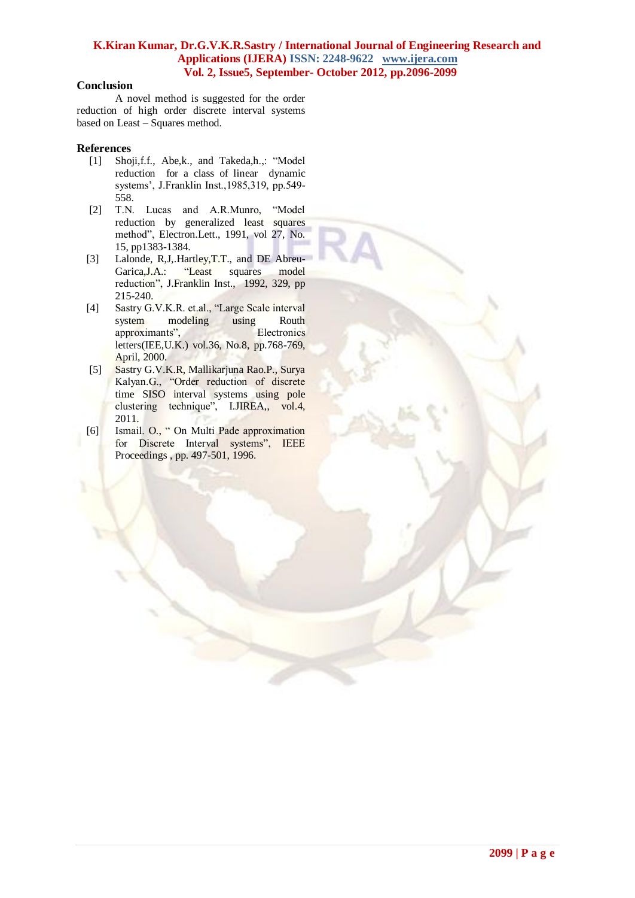## Conclusion

A novel method is suggested for the order reduction of high order discrete interval systems based on Least – Squares method.

## References

[1] Shoji,f.f., Abe,k., and Takeda,h.,: "Model reduction for a class of linear dynamic systems', J.Franklin Inst.,1985,319, pp.549-558.

[2] T.N. Lucas and A.R.Munro, "Model reduction by generalized least squares method", Electron.Lett., 1991, vol 27, No. 15, pp1383-1384.

[3] Lalonde, R,J,.Hartley,T.T., and DE Abreu-Garica,J.A.: "Least squares model reduction", J.Franklin Inst., 1992, 329, pp 215-240.

[4] Sastry G.V.K.R. et.al., "Large Scale interval system modeling using Routh approximants", Electronics letters(IEE,U.K.) vol.36, No.8, pp.768-769, April, 2000.

[5] Sastry G.V.K.R, Mallikarjuna Rao.P., Surya Kalyan.G., "Order reduction of discrete time SISO interval systems using pole clustering technique", I.JIREA,, vol.4, 2011.

[6] Ismail. O., " On Multi Pade approximation for Discrete Interval systems", IEEE Proceedings , pp. 497-501, 1996.